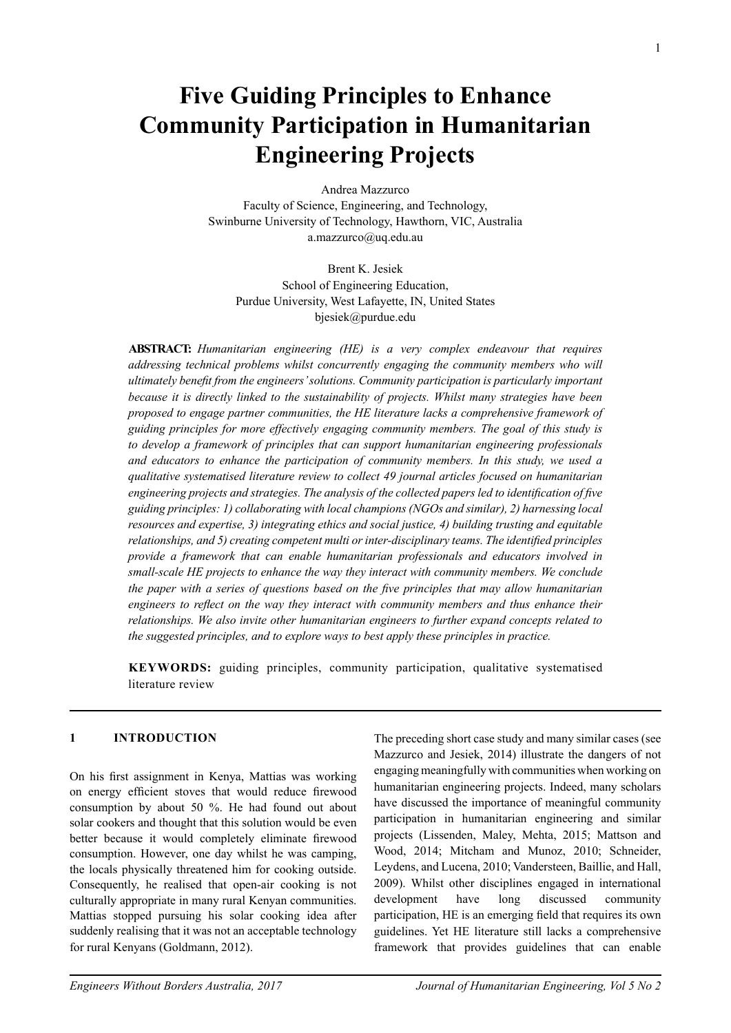# Five Guiding Principles to Enhance Community Participation in Humanitarian Engineering Projects

Andrea Mazzurco
Faculty of Science, Engineering, and Technology,
Swinburne University of Technology, Hawthorn, VIC, Australia
a.mazzurco@uq.edu.au

Brent K. Jesiek
School of Engineering Education,
Purdue University, West Lafayette, IN, United States
bjesiek@purdue.edu

**ABSTRACT:** *Humanitarian engineering (HE) is a very complex endeavour that requires addressing technical problems whilst concurrently engaging the community members who will ultimately benefit from the engineers' solutions. Community participation is particularly important because it is directly linked to the sustainability of projects. Whilst many strategies have been proposed to engage partner communities, the HE literature lacks a comprehensive framework of guiding principles for more effectively engaging community members. The goal of this study is to develop a framework of principles that can support humanitarian engineering professionals and educators to enhance the participation of community members. In this study, we used a qualitative systematised literature review to collect 49 journal articles focused on humanitarian engineering projects and strategies. The analysis of the collected papers led to identification of five guiding principles: 1) collaborating with local champions (NGOs and similar), 2) harnessing local resources and expertise, 3) integrating ethics and social justice, 4) building trusting and equitable relationships, and 5) creating competent multi or inter-disciplinary teams. The identified principles provide a framework that can enable humanitarian professionals and educators involved in small-scale HE projects to enhance the way they interact with community members. We conclude the paper with a series of questions based on the five principles that may allow humanitarian engineers to reflect on the way they interact with community members and thus enhance their relationships. We also invite other humanitarian engineers to further expand concepts related to the suggested principles, and to explore ways to best apply these principles in practice.*

**KEYWORDS:** guiding principles, community participation, qualitative systematised literature review

## 1 INTRODUCTION

On his first assignment in Kenya, Mattias was working on energy efficient stoves that would reduce firewood consumption by about 50 %. He had found out about solar cookers and thought that this solution would be even better because it would completely eliminate firewood consumption. However, one day whilst he was camping, the locals physically threatened him for cooking outside. Consequently, he realised that open-air cooking is not culturally appropriate in many rural Kenyan communities. Mattias stopped pursuing his solar cooking idea after suddenly realising that it was not an acceptable technology for rural Kenyans (Goldmann, 2012).

The preceding short case study and many similar cases (see Mazzurco and Jesiek, 2014) illustrate the dangers of not engaging meaningfully with communities when working on humanitarian engineering projects. Indeed, many scholars have discussed the importance of meaningful community participation in humanitarian engineering and similar projects (Lissenden, Maley, Mehta, 2015; Mattson and Wood, 2014; Mitcham and Munoz, 2010; Schneider, Leydens, and Lucena, 2010; Vandersteen, Baillie, and Hall, 2009). Whilst other disciplines engaged in international development have long discussed community participation, HE is an emerging field that requires its own guidelines. Yet HE literature still lacks a comprehensive framework that provides guidelines that can enable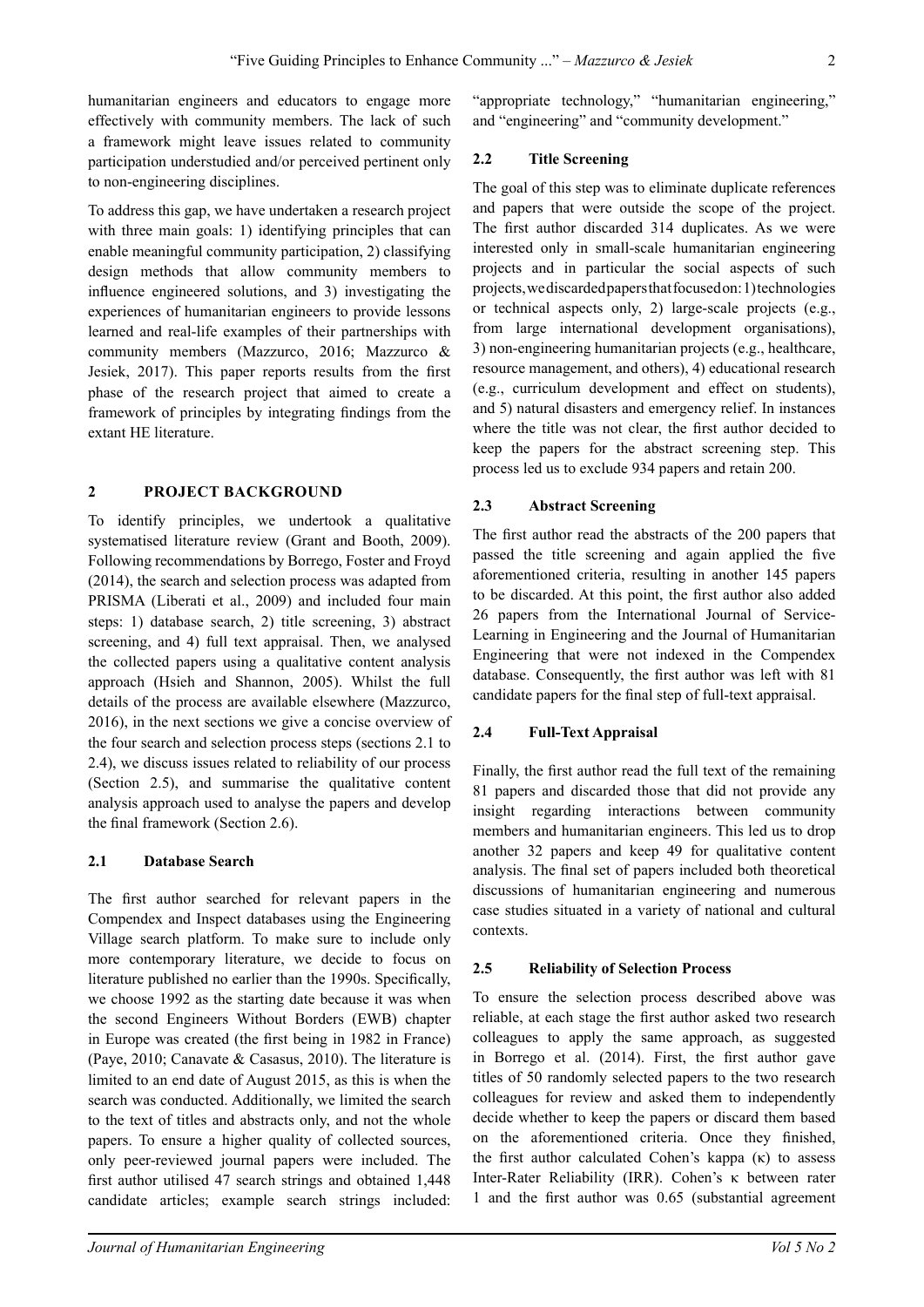humanitarian engineers and educators to engage more effectively with community members. The lack of such a framework might leave issues related to community participation understudied and/or perceived pertinent only to non-engineering disciplines.

To address this gap, we have undertaken a research project with three main goals: 1) identifying principles that can enable meaningful community participation, 2) classifying design methods that allow community members to influence engineered solutions, and 3) investigating the experiences of humanitarian engineers to provide lessons learned and real-life examples of their partnerships with community members (Mazzurco, 2016; Mazzurco & Jesiek, 2017). This paper reports results from the first phase of the research project that aimed to create a framework of principles by integrating findings from the extant HE literature.

## 2 PROJECT BACKGROUND

To identify principles, we undertook a qualitative systematised literature review (Grant and Booth, 2009). Following recommendations by Borrego, Foster and Froyd (2014), the search and selection process was adapted from PRISMA (Liberati et al., 2009) and included four main steps: 1) database search, 2) title screening, 3) abstract screening, and 4) full text appraisal. Then, we analysed the collected papers using a qualitative content analysis approach (Hsieh and Shannon, 2005). Whilst the full details of the process are available elsewhere (Mazzurco, 2016), in the next sections we give a concise overview of the four search and selection process steps (sections 2.1 to 2.4), we discuss issues related to reliability of our process (Section 2.5), and summarise the qualitative content analysis approach used to analyse the papers and develop the final framework (Section 2.6).

### 2.1 Database Search

The first author searched for relevant papers in the Compendex and Inspect databases using the Engineering Village search platform. To make sure to include only more contemporary literature, we decide to focus on literature published no earlier than the 1990s. Specifically, we choose 1992 as the starting date because it was when the second Engineers Without Borders (EWB) chapter in Europe was created (the first being in 1982 in France) (Paye, 2010; Canavate & Casasus, 2010). The literature is limited to an end date of August 2015, as this is when the search was conducted. Additionally, we limited the search to the text of titles and abstracts only, and not the whole papers. To ensure a higher quality of collected sources, only peer-reviewed journal papers were included. The first author utilised 47 search strings and obtained 1,448 candidate articles; example search strings included: "appropriate technology," "humanitarian engineering," and "engineering" and "community development."

### 2.2 Title Screening

The goal of this step was to eliminate duplicate references and papers that were outside the scope of the project. The first author discarded 314 duplicates. As we were interested only in small-scale humanitarian engineering projects and in particular the social aspects of such projects, we discarded papers that focused on: 1) technologies or technical aspects only, 2) large-scale projects (e.g., from large international development organisations), 3) non-engineering humanitarian projects (e.g., healthcare, resource management, and others), 4) educational research (e.g., curriculum development and effect on students), and 5) natural disasters and emergency relief. In instances where the title was not clear, the first author decided to keep the papers for the abstract screening step. This process led us to exclude 934 papers and retain 200.

### 2.3 Abstract Screening

The first author read the abstracts of the 200 papers that passed the title screening and again applied the five aforementioned criteria, resulting in another 145 papers to be discarded. At this point, the first author also added 26 papers from the International Journal of Service-Learning in Engineering and the Journal of Humanitarian Engineering that were not indexed in the Compendex database. Consequently, the first author was left with 81 candidate papers for the final step of full-text appraisal.

### 2.4 Full-Text Appraisal

Finally, the first author read the full text of the remaining 81 papers and discarded those that did not provide any insight regarding interactions between community members and humanitarian engineers. This led us to drop another 32 papers and keep 49 for qualitative content analysis. The final set of papers included both theoretical discussions of humanitarian engineering and numerous case studies situated in a variety of national and cultural contexts.

### 2.5 Reliability of Selection Process

To ensure the selection process described above was reliable, at each stage the first author asked two research colleagues to apply the same approach, as suggested in Borrego et al. (2014). First, the first author gave titles of 50 randomly selected papers to the two research colleagues for review and asked them to independently decide whether to keep the papers or discard them based on the aforementioned criteria. Once they finished, the first author calculated Cohen's kappa ($\kappa$) to assess Inter-Rater Reliability (IRR). Cohen's $\kappa$ between rater 1 and the first author was 0.65 (substantial agreement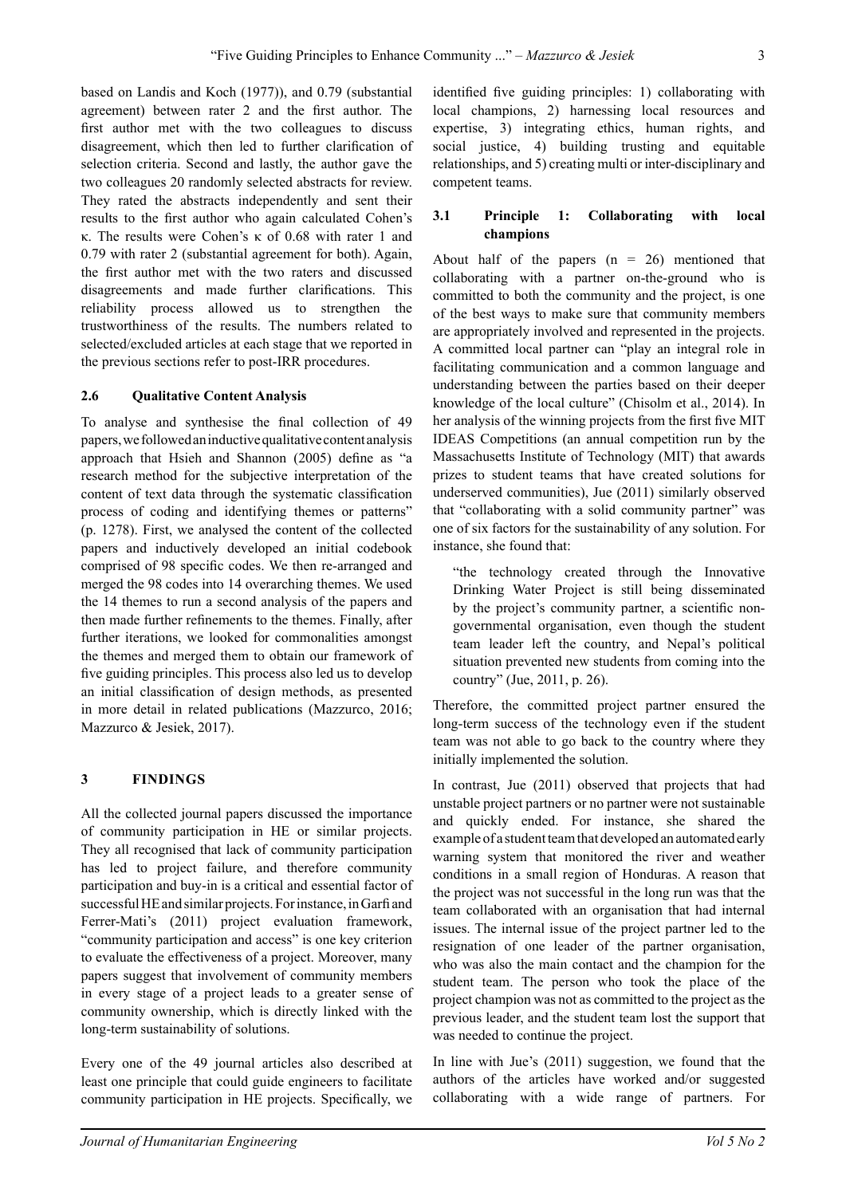based on Landis and Koch (1977)), and 0.79 (substantial agreement) between rater 2 and the first author. The first author met with the two colleagues to discuss disagreement, which then led to further clarification of selection criteria. Second and lastly, the author gave the two colleagues 20 randomly selected abstracts for review. They rated the abstracts independently and sent their results to the first author who again calculated Cohen's κ. The results were Cohen's κ of 0.68 with rater 1 and 0.79 with rater 2 (substantial agreement for both). Again, the first author met with the two raters and discussed disagreements and made further clarifications. This reliability process allowed us to strengthen the trustworthiness of the results. The numbers related to selected/excluded articles at each stage that we reported in the previous sections refer to post-IRR procedures.

### 2.6 Qualitative Content Analysis

To analyse and synthesise the final collection of 49 papers, we followed an inductive qualitative content analysis approach that Hsieh and Shannon (2005) define as "a research method for the subjective interpretation of the content of text data through the systematic classification process of coding and identifying themes or patterns" (p. 1278). First, we analysed the content of the collected papers and inductively developed an initial codebook comprised of 98 specific codes. We then re-arranged and merged the 98 codes into 14 overarching themes. We used the 14 themes to run a second analysis of the papers and then made further refinements to the themes. Finally, after further iterations, we looked for commonalities amongst the themes and merged them to obtain our framework of five guiding principles. This process also led us to develop an initial classification of design methods, as presented in more detail in related publications (Mazzurco, 2016; Mazzurco & Jesiek, 2017).

## 3 FINDINGS

All the collected journal papers discussed the importance of community participation in HE or similar projects. They all recognised that lack of community participation has led to project failure, and therefore community participation and buy-in is a critical and essential factor of successful HE and similar projects. For instance, in Garfi and Ferrer-Mati's (2011) project evaluation framework, "community participation and access" is one key criterion to evaluate the effectiveness of a project. Moreover, many papers suggest that involvement of community members in every stage of a project leads to a greater sense of community ownership, which is directly linked with the long-term sustainability of solutions.

Every one of the 49 journal articles also described at least one principle that could guide engineers to facilitate community participation in HE projects. Specifically, we identified five guiding principles: 1) collaborating with local champions, 2) harnessing local resources and expertise, 3) integrating ethics, human rights, and social justice, 4) building trusting and equitable relationships, and 5) creating multi or inter-disciplinary and competent teams.

### 3.1 Principle 1: Collaborating with local champions

About half of the papers (n = 26) mentioned that collaborating with a partner on-the-ground who is committed to both the community and the project, is one of the best ways to make sure that community members are appropriately involved and represented in the projects. A committed local partner can "play an integral role in facilitating communication and a common language and understanding between the parties based on their deeper knowledge of the local culture" (Chisolm et al., 2014). In her analysis of the winning projects from the first five MIT IDEAS Competitions (an annual competition run by the Massachusetts Institute of Technology (MIT) that awards prizes to student teams that have created solutions for underserved communities), Jue (2011) similarly observed that "collaborating with a solid community partner" was one of six factors for the sustainability of any solution. For instance, she found that:

> "the technology created through the Innovative Drinking Water Project is still being disseminated by the project's community partner, a scientific non-governmental organisation, even though the student team leader left the country, and Nepal's political situation prevented new students from coming into the country" (Jue, 2011, p. 26).

Therefore, the committed project partner ensured the long-term success of the technology even if the student team was not able to go back to the country where they initially implemented the solution.

In contrast, Jue (2011) observed that projects that had unstable project partners or no partner were not sustainable and quickly ended. For instance, she shared the example of a student team that developed an automated early warning system that monitored the river and weather conditions in a small region of Honduras. A reason that the project was not successful in the long run was that the team collaborated with an organisation that had internal issues. The internal issue of the project partner led to the resignation of one leader of the partner organisation, who was also the main contact and the champion for the student team. The person who took the place of the project champion was not as committed to the project as the previous leader, and the student team lost the support that was needed to continue the project.

In line with Jue's (2011) suggestion, we found that the authors of the articles have worked and/or suggested collaborating with a wide range of partners. For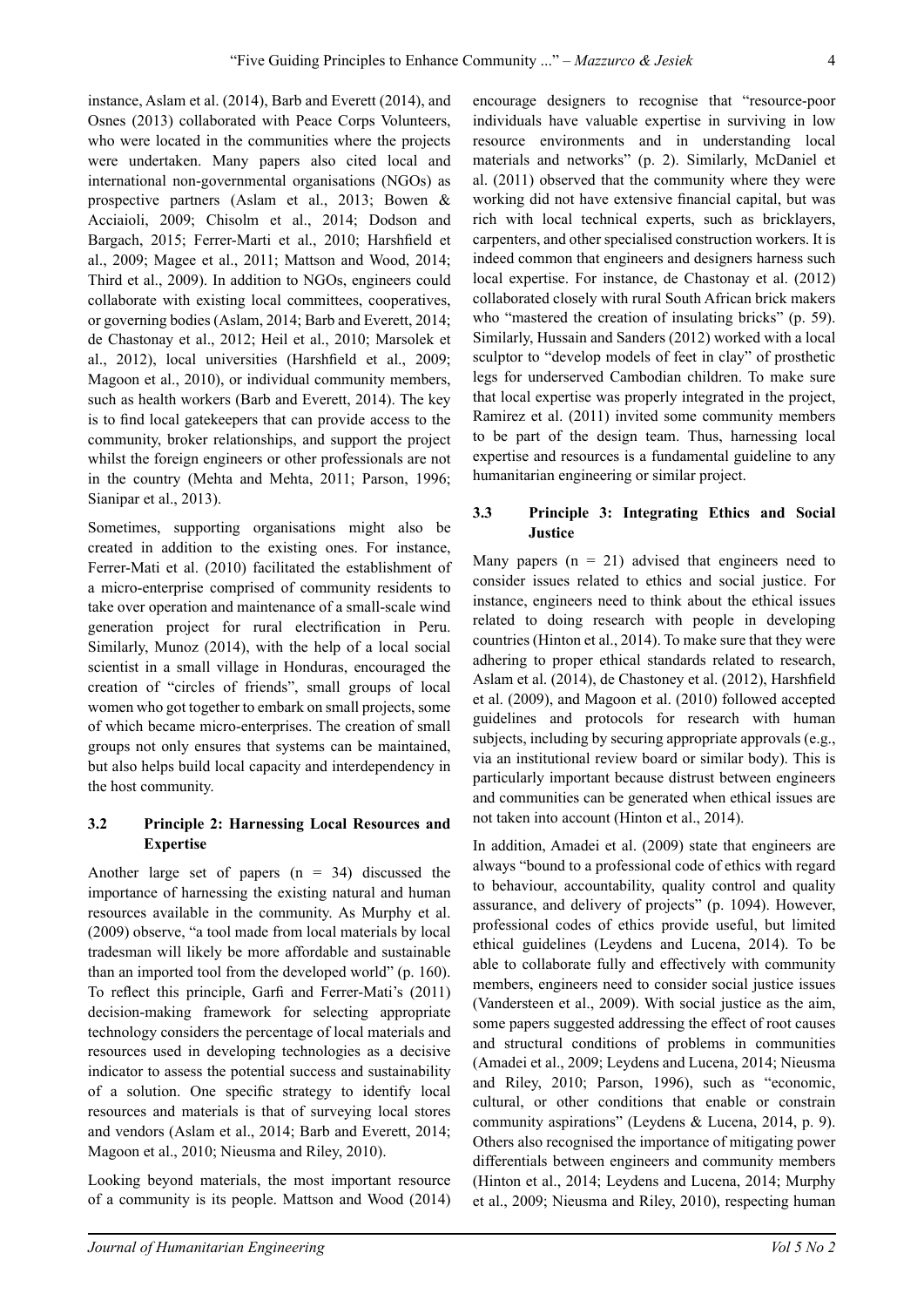instance, Aslam et al. (2014), Barb and Everett (2014), and Osnes (2013) collaborated with Peace Corps Volunteers, who were located in the communities where the projects were undertaken. Many papers also cited local and international non-governmental organisations (NGOs) as prospective partners (Aslam et al., 2013; Bowen & Acciaioli, 2009; Chisolm et al., 2014; Dodson and Bargach, 2015; Ferrer-Marti et al., 2010; Harshfield et al., 2009; Magee et al., 2011; Mattson and Wood, 2014; Third et al., 2009). In addition to NGOs, engineers could collaborate with existing local committees, cooperatives, or governing bodies (Aslam, 2014; Barb and Everett, 2014; de Chastonay et al., 2012; Heil et al., 2010; Marsolek et al., 2012), local universities (Harshfield et al., 2009; Magoon et al., 2010), or individual community members, such as health workers (Barb and Everett, 2014). The key is to find local gatekeepers that can provide access to the community, broker relationships, and support the project whilst the foreign engineers or other professionals are not in the country (Mehta and Mehta, 2011; Parson, 1996; Sianipar et al., 2013).

Sometimes, supporting organisations might also be created in addition to the existing ones. For instance, Ferrer-Mati et al. (2010) facilitated the establishment of a micro-enterprise comprised of community residents to take over operation and maintenance of a small-scale wind generation project for rural electrification in Peru. Similarly, Munoz (2014), with the help of a local social scientist in a small village in Honduras, encouraged the creation of "circles of friends", small groups of local women who got together to embark on small projects, some of which became micro-enterprises. The creation of small groups not only ensures that systems can be maintained, but also helps build local capacity and interdependency in the host community.

### 3.2 Principle 2: Harnessing Local Resources and Expertise

Another large set of papers (n = 34) discussed the importance of harnessing the existing natural and human resources available in the community. As Murphy et al. (2009) observe, "a tool made from local materials by local tradesman will likely be more affordable and sustainable than an imported tool from the developed world" (p. 160). To reflect this principle, Garfi and Ferrer-Mati's (2011) decision-making framework for selecting appropriate technology considers the percentage of local materials and resources used in developing technologies as a decisive indicator to assess the potential success and sustainability of a solution. One specific strategy to identify local resources and materials is that of surveying local stores and vendors (Aslam et al., 2014; Barb and Everett, 2014; Magoon et al., 2010; Nieusma and Riley, 2010).

Looking beyond materials, the most important resource of a community is its people. Mattson and Wood (2014) encourage designers to recognise that "resource-poor individuals have valuable expertise in surviving in low resource environments and in understanding local materials and networks" (p. 2). Similarly, McDaniel et al. (2011) observed that the community where they were working did not have extensive financial capital, but was rich with local technical experts, such as bricklayers, carpenters, and other specialised construction workers. It is indeed common that engineers and designers harness such local expertise. For instance, de Chastonay et al. (2012) collaborated closely with rural South African brick makers who "mastered the creation of insulating bricks" (p. 59). Similarly, Hussain and Sanders (2012) worked with a local sculptor to "develop models of feet in clay" of prosthetic legs for underserved Cambodian children. To make sure that local expertise was properly integrated in the project, Ramirez et al. (2011) invited some community members to be part of the design team. Thus, harnessing local expertise and resources is a fundamental guideline to any humanitarian engineering or similar project.

### 3.3 Principle 3: Integrating Ethics and Social Justice

Many papers (n = 21) advised that engineers need to consider issues related to ethics and social justice. For instance, engineers need to think about the ethical issues related to doing research with people in developing countries (Hinton et al., 2014). To make sure that they were adhering to proper ethical standards related to research, Aslam et al. (2014), de Chastoney et al. (2012), Harshfield et al. (2009), and Magoon et al. (2010) followed accepted guidelines and protocols for research with human subjects, including by securing appropriate approvals (e.g., via an institutional review board or similar body). This is particularly important because distrust between engineers and communities can be generated when ethical issues are not taken into account (Hinton et al., 2014).

In addition, Amadei et al. (2009) state that engineers are always "bound to a professional code of ethics with regard to behaviour, accountability, quality control and quality assurance, and delivery of projects" (p. 1094). However, professional codes of ethics provide useful, but limited ethical guidelines (Leydens and Lucena, 2014). To be able to collaborate fully and effectively with community members, engineers need to consider social justice issues (Vandersteen et al., 2009). With social justice as the aim, some papers suggested addressing the effect of root causes and structural conditions of problems in communities (Amadei et al., 2009; Leydens and Lucena, 2014; Nieusma and Riley, 2010; Parson, 1996), such as "economic, cultural, or other conditions that enable or constrain community aspirations" (Leydens & Lucena, 2014, p. 9). Others also recognised the importance of mitigating power differentials between engineers and community members (Hinton et al., 2014; Leydens and Lucena, 2014; Murphy et al., 2009; Nieusma and Riley, 2010), respecting human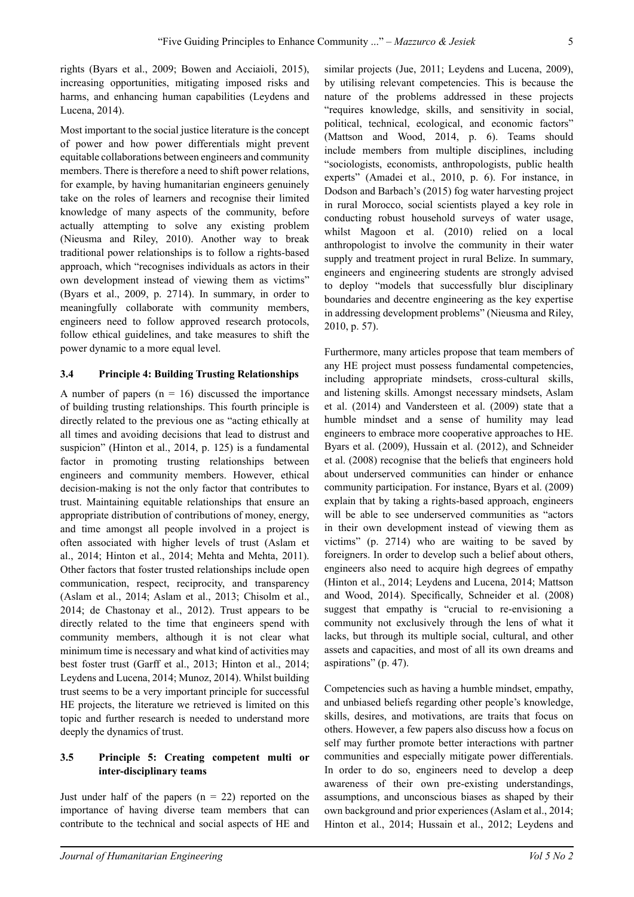rights (Byars et al., 2009; Bowen and Acciaioli, 2015), increasing opportunities, mitigating imposed risks and harms, and enhancing human capabilities (Leydens and Lucena, 2014).

Most important to the social justice literature is the concept of power and how power differentials might prevent equitable collaborations between engineers and community members. There is therefore a need to shift power relations, for example, by having humanitarian engineers genuinely take on the roles of learners and recognise their limited knowledge of many aspects of the community, before actually attempting to solve any existing problem (Nieusma and Riley, 2010). Another way to break traditional power relationships is to follow a rights-based approach, which "recognises individuals as actors in their own development instead of viewing them as victims" (Byars et al., 2009, p. 2714). In summary, in order to meaningfully collaborate with community members, engineers need to follow approved research protocols, follow ethical guidelines, and take measures to shift the power dynamic to a more equal level.

### 3.4 Principle 4: Building Trusting Relationships

A number of papers (n = 16) discussed the importance of building trusting relationships. This fourth principle is directly related to the previous one as "acting ethically at all times and avoiding decisions that lead to distrust and suspicion" (Hinton et al., 2014, p. 125) is a fundamental factor in promoting trusting relationships between engineers and community members. However, ethical decision-making is not the only factor that contributes to trust. Maintaining equitable relationships that ensure an appropriate distribution of contributions of money, energy, and time amongst all people involved in a project is often associated with higher levels of trust (Aslam et al., 2014; Hinton et al., 2014; Mehta and Mehta, 2011). Other factors that foster trusted relationships include open communication, respect, reciprocity, and transparency (Aslam et al., 2014; Aslam et al., 2013; Chisolm et al., 2014; de Chastonay et al., 2012). Trust appears to be directly related to the time that engineers spend with community members, although it is not clear what minimum time is necessary and what kind of activities may best foster trust (Garff et al., 2013; Hinton et al., 2014; Leydens and Lucena, 2014; Munoz, 2014). Whilst building trust seems to be a very important principle for successful HE projects, the literature we retrieved is limited on this topic and further research is needed to understand more deeply the dynamics of trust.

### 3.5 Principle 5: Creating competent multi or inter-disciplinary teams

Just under half of the papers (n = 22) reported on the importance of having diverse team members that can contribute to the technical and social aspects of HE and similar projects (Jue, 2011; Leydens and Lucena, 2009), by utilising relevant competencies. This is because the nature of the problems addressed in these projects "requires knowledge, skills, and sensitivity in social, political, technical, ecological, and economic factors" (Mattson and Wood, 2014, p. 6). Teams should include members from multiple disciplines, including "sociologists, economists, anthropologists, public health experts" (Amadei et al., 2010, p. 6). For instance, in Dodson and Barbach's (2015) fog water harvesting project in rural Morocco, social scientists played a key role in conducting robust household surveys of water usage, whilst Magoon et al. (2010) relied on a local anthropologist to involve the community in their water supply and treatment project in rural Belize. In summary, engineers and engineering students are strongly advised to deploy "models that successfully blur disciplinary boundaries and decentre engineering as the key expertise in addressing development problems" (Nieusma and Riley, 2010, p. 57).

Furthermore, many articles propose that team members of any HE project must possess fundamental competencies, including appropriate mindsets, cross-cultural skills, and listening skills. Amongst necessary mindsets, Aslam et al. (2014) and Vandersteen et al. (2009) state that a humble mindset and a sense of humility may lead engineers to embrace more cooperative approaches to HE. Byars et al. (2009), Hussain et al. (2012), and Schneider et al. (2008) recognise that the beliefs that engineers hold about underserved communities can hinder or enhance community participation. For instance, Byars et al. (2009) explain that by taking a rights-based approach, engineers will be able to see underserved communities as "actors in their own development instead of viewing them as victims" (p. 2714) who are waiting to be saved by foreigners. In order to develop such a belief about others, engineers also need to acquire high degrees of empathy (Hinton et al., 2014; Leydens and Lucena, 2014; Mattson and Wood, 2014). Specifically, Schneider et al. (2008) suggest that empathy is "crucial to re-envisioning a community not exclusively through the lens of what it lacks, but through its multiple social, cultural, and other assets and capacities, and most of all its own dreams and aspirations" (p. 47).

Competencies such as having a humble mindset, empathy, and unbiased beliefs regarding other people's knowledge, skills, desires, and motivations, are traits that focus on others. However, a few papers also discuss how a focus on self may further promote better interactions with partner communities and especially mitigate power differentials. In order to do so, engineers need to develop a deep awareness of their own pre-existing understandings, assumptions, and unconscious biases as shaped by their own background and prior experiences (Aslam et al., 2014; Hinton et al., 2014; Hussain et al., 2012; Leydens and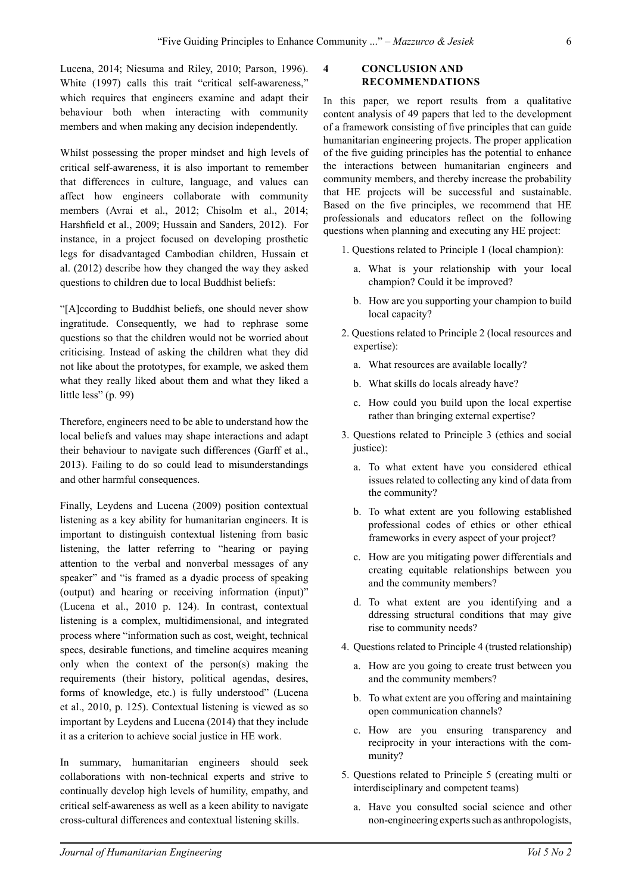Lucena, 2014; Niesuma and Riley, 2010; Parson, 1996). White (1997) calls this trait "critical self-awareness," which requires that engineers examine and adapt their behaviour both when interacting with community members and when making any decision independently.

Whilst possessing the proper mindset and high levels of critical self-awareness, it is also important to remember that differences in culture, language, and values can affect how engineers collaborate with community members (Avrai et al., 2012; Chisolm et al., 2014; Harshfield et al., 2009; Hussain and Sanders, 2012). For instance, in a project focused on developing prosthetic legs for disadvantaged Cambodian children, Hussain et al. (2012) describe how they changed the way they asked questions to children due to local Buddhist beliefs:

"[A]ccording to Buddhist beliefs, one should never show ingratitude. Consequently, we had to rephrase some questions so that the children would not be worried about criticising. Instead of asking the children what they did not like about the prototypes, for example, we asked them what they really liked about them and what they liked a little less" (p. 99)

Therefore, engineers need to be able to understand how the local beliefs and values may shape interactions and adapt their behaviour to navigate such differences (Garff et al., 2013). Failing to do so could lead to misunderstandings and other harmful consequences.

Finally, Leydens and Lucena (2009) position contextual listening as a key ability for humanitarian engineers. It is important to distinguish contextual listening from basic listening, the latter referring to "hearing or paying attention to the verbal and nonverbal messages of any speaker" and "is framed as a dyadic process of speaking (output) and hearing or receiving information (input)" (Lucena et al., 2010 p. 124). In contrast, contextual listening is a complex, multidimensional, and integrated process where "information such as cost, weight, technical specs, desirable functions, and timeline acquires meaning only when the context of the person(s) making the requirements (their history, political agendas, desires, forms of knowledge, etc.) is fully understood" (Lucena et al., 2010, p. 125). Contextual listening is viewed as so important by Leydens and Lucena (2014) that they include it as a criterion to achieve social justice in HE work.

In summary, humanitarian engineers should seek collaborations with non-technical experts and strive to continually develop high levels of humility, empathy, and critical self-awareness as well as a keen ability to navigate cross-cultural differences and contextual listening skills.

## 4 CONCLUSION AND RECOMMENDATIONS

In this paper, we report results from a qualitative content analysis of 49 papers that led to the development of a framework consisting of five principles that can guide humanitarian engineering projects. The proper application of the five guiding principles has the potential to enhance the interactions between humanitarian engineers and community members, and thereby increase the probability that HE projects will be successful and sustainable. Based on the five principles, we recommend that HE professionals and educators reflect on the following questions when planning and executing any HE project:

1. Questions related to Principle 1 (local champion):
   a. What is your relationship with your local champion? Could it be improved?
   b. How are you supporting your champion to build local capacity?
2. Questions related to Principle 2 (local resources and expertise):
   a. What resources are available locally?
   b. What skills do locals already have?
   c. How could you build upon the local expertise rather than bringing external expertise?
3. Questions related to Principle 3 (ethics and social justice):
   a. To what extent have you considered ethical issues related to collecting any kind of data from the community?
   b. To what extent are you following established professional codes of ethics or other ethical frameworks in every aspect of your project?
   c. How are you mitigating power differentials and creating equitable relationships between you and the community members?
   d. To what extent are you identifying and a ddressing structural conditions that may give rise to community needs?
4. Questions related to Principle 4 (trusted relationship)
   a. How are you going to create trust between you and the community members?
   b. To what extent are you offering and maintaining open communication channels?
   c. How are you ensuring transparency and reciprocity in your interactions with the community?
5. Questions related to Principle 5 (creating multi or interdisciplinary and competent teams)
   a. Have you consulted social science and other non-engineering experts such as anthropologists,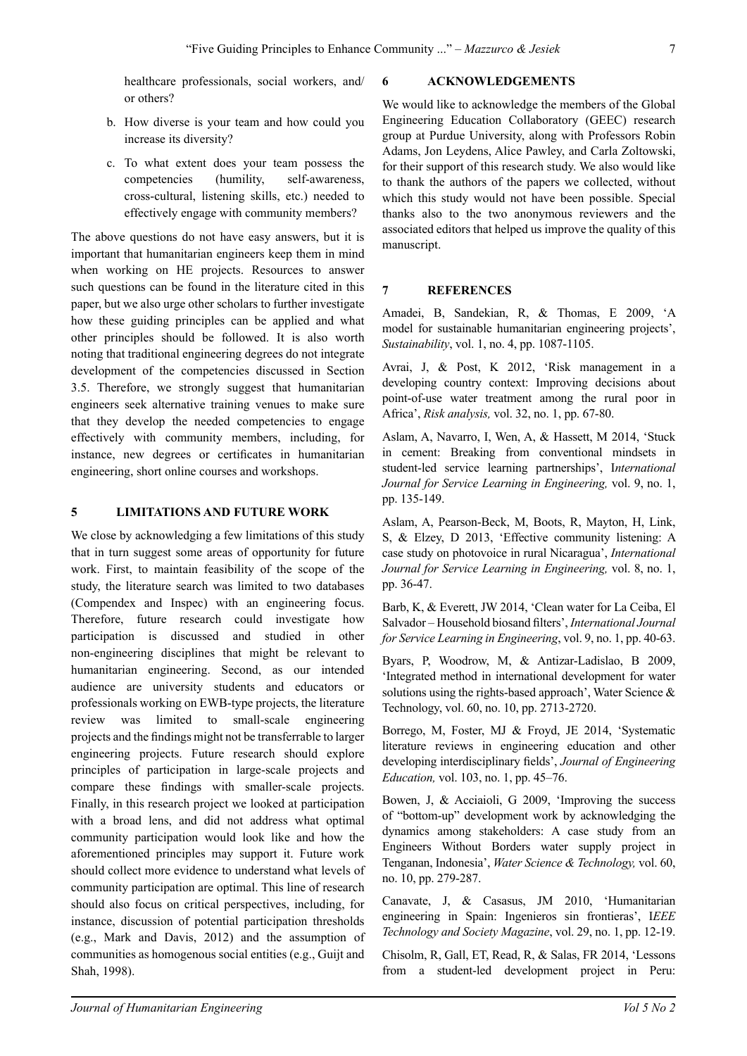healthcare professionals, social workers, and/ or others?

b. How diverse is your team and how could you increase its diversity?

c. To what extent does your team possess the competencies (humility, self-awareness, cross-cultural, listening skills, etc.) needed to effectively engage with community members?

The above questions do not have easy answers, but it is important that humanitarian engineers keep them in mind when working on HE projects. Resources to answer such questions can be found in the literature cited in this paper, but we also urge other scholars to further investigate how these guiding principles can be applied and what other principles should be followed. It is also worth noting that traditional engineering degrees do not integrate development of the competencies discussed in Section 3.5. Therefore, we strongly suggest that humanitarian engineers seek alternative training venues to make sure that they develop the needed competencies to engage effectively with community members, including, for instance, new degrees or certificates in humanitarian engineering, short online courses and workshops.

## 5 LIMITATIONS AND FUTURE WORK

We close by acknowledging a few limitations of this study that in turn suggest some areas of opportunity for future work. First, to maintain feasibility of the scope of the study, the literature search was limited to two databases (Compendex and Inspec) with an engineering focus. Therefore, future research could investigate how participation is discussed and studied in other non-engineering disciplines that might be relevant to humanitarian engineering. Second, as our intended audience are university students and educators or professionals working on EWB-type projects, the literature review was limited to small-scale engineering projects and the findings might not be transferrable to larger engineering projects. Future research should explore principles of participation in large-scale projects and compare these findings with smaller-scale projects. Finally, in this research project we looked at participation with a broad lens, and did not address what optimal community participation would look like and how the aforementioned principles may support it. Future work should collect more evidence to understand what levels of community participation are optimal. This line of research should also focus on critical perspectives, including, for instance, discussion of potential participation thresholds (e.g., Mark and Davis, 2012) and the assumption of communities as homogenous social entities (e.g., Guijt and Shah, 1998).

## 6 ACKNOWLEDGEMENTS

We would like to acknowledge the members of the Global Engineering Education Collaboratory (GEEC) research group at Purdue University, along with Professors Robin Adams, Jon Leydens, Alice Pawley, and Carla Zoltowski, for their support of this research study. We also would like to thank the authors of the papers we collected, without which this study would not have been possible. Special thanks also to the two anonymous reviewers and the associated editors that helped us improve the quality of this manuscript.

## 7 REFERENCES

Amadei, B, Sandekian, R, & Thomas, E 2009, 'A model for sustainable humanitarian engineering projects', *Sustainability*, vol. 1, no. 4, pp. 1087-1105.

Avrai, J, & Post, K 2012, 'Risk management in a developing country context: Improving decisions about point-of-use water treatment among the rural poor in Africa', *Risk analysis,* vol. 32, no. 1, pp. 67-80.

Aslam, A, Navarro, I, Wen, A, & Hassett, M 2014, 'Stuck in cement: Breaking from conventional mindsets in student-led service learning partnerships', I*nternational Journal for Service Learning in Engineering,* vol. 9, no. 1, pp. 135-149.

Aslam, A, Pearson-Beck, M, Boots, R, Mayton, H, Link, S, & Elzey, D 2013, 'Effective community listening: A case study on photovoice in rural Nicaragua', *International Journal for Service Learning in Engineering,* vol. 8, no. 1, pp. 36-47.

Barb, K, & Everett, JW 2014, 'Clean water for La Ceiba, El Salvador – Household biosand filters', *International Journal for Service Learning in Engineering*, vol. 9, no. 1, pp. 40-63.

Byars, P, Woodrow, M, & Antizar-Ladislao, B 2009, 'Integrated method in international development for water solutions using the rights-based approach', Water Science & Technology, vol. 60, no. 10, pp. 2713-2720.

Borrego, M, Foster, MJ & Froyd, JE 2014, 'Systematic literature reviews in engineering education and other developing interdisciplinary fields', *Journal of Engineering Education,* vol. 103, no. 1, pp. 45–76.

Bowen, J, & Acciaioli, G 2009, 'Improving the success of "bottom-up" development work by acknowledging the dynamics among stakeholders: A case study from an Engineers Without Borders water supply project in Tenganan, Indonesia', *Water Science & Technology,* vol. 60, no. 10, pp. 279-287.

Canavate, J, & Casasus, JM 2010, 'Humanitarian engineering in Spain: Ingenieros sin frontieras', I*EEE Technology and Society Magazine*, vol. 29, no. 1, pp. 12-19.

Chisolm, R, Gall, ET, Read, R, & Salas, FR 2014, 'Lessons from a student-led development project in Peru: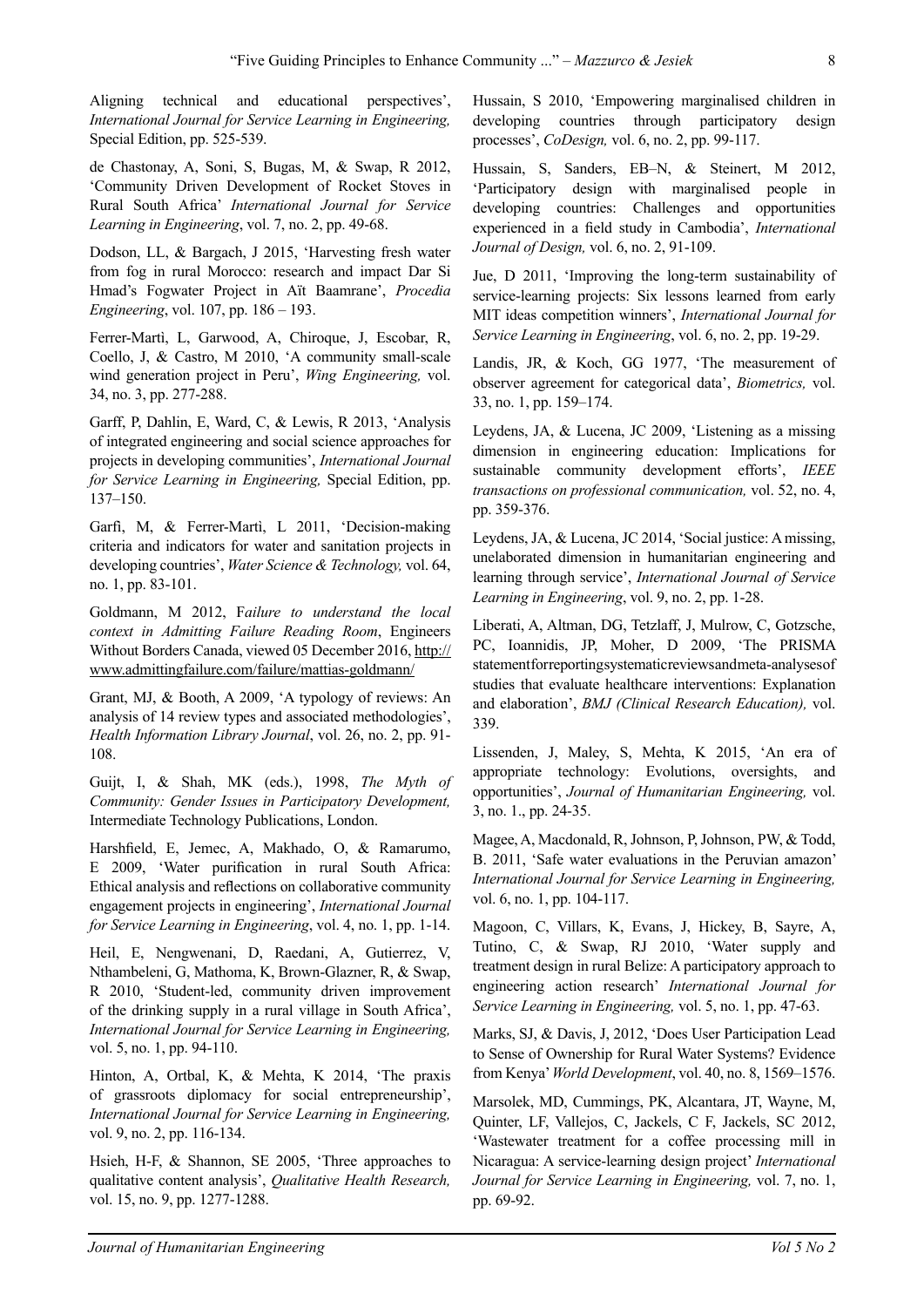Aligning technical and educational perspectives', *International Journal for Service Learning in Engineering,* Special Edition, pp. 525-539.

de Chastonay, A, Soni, S, Bugas, M, & Swap, R 2012, 'Community Driven Development of Rocket Stoves in Rural South Africa' *International Journal for Service Learning in Engineering*, vol. 7, no. 2, pp. 49-68.

Dodson, LL, & Bargach, J 2015, 'Harvesting fresh water from fog in rural Morocco: research and impact Dar Si Hmad's Fogwater Project in Aït Baamrane', *Procedia Engineering*, vol. 107, pp. 186 – 193.

Ferrer-Martì, L, Garwood, A, Chiroque, J, Escobar, R, Coello, J, & Castro, M 2010, 'A community small-scale wind generation project in Peru', *Wing Engineering,* vol. 34, no. 3, pp. 277-288.

Garff, P, Dahlin, E, Ward, C, & Lewis, R 2013, 'Analysis of integrated engineering and social science approaches for projects in developing communities', *International Journal for Service Learning in Engineering,* Special Edition, pp. 137–150.

Garfì, M, & Ferrer-Martì, L 2011, 'Decision-making criteria and indicators for water and sanitation projects in developing countries', *Water Science & Technology,* vol. 64, no. 1, pp. 83-101.

Goldmann, M 2012, F*ailure to understand the local context in Admitting Failure Reading Room*, Engineers Without Borders Canada, viewed 05 December 2016, http://www.admittingfailure.com/failure/mattias-goldmann/

Grant, MJ, & Booth, A 2009, 'A typology of reviews: An analysis of 14 review types and associated methodologies', *Health Information Library Journal*, vol. 26, no. 2, pp. 91-108.

Guijt, I, & Shah, MK (eds.), 1998, *The Myth of Community: Gender Issues in Participatory Development,* Intermediate Technology Publications, London.

Harshfield, E, Jemec, A, Makhado, O, & Ramarumo, E 2009, 'Water purification in rural South Africa: Ethical analysis and reflections on collaborative community engagement projects in engineering', *International Journal for Service Learning in Engineering*, vol. 4, no. 1, pp. 1-14.

Heil, E, Nengwenani, D, Raedani, A, Gutierrez, V, Nthambeleni, G, Mathoma, K, Brown-Glazner, R, & Swap, R 2010, 'Student-led, community driven improvement of the drinking supply in a rural village in South Africa', *International Journal for Service Learning in Engineering,* vol. 5, no. 1, pp. 94-110.

Hinton, A, Ortbal, K, & Mehta, K 2014, 'The praxis of grassroots diplomacy for social entrepreneurship', *International Journal for Service Learning in Engineering,* vol. 9, no. 2, pp. 116-134.

Hsieh, H-F, & Shannon, SE 2005, 'Three approaches to qualitative content analysis', *Qualitative Health Research,* vol. 15, no. 9, pp. 1277-1288.

Hussain, S 2010, 'Empowering marginalised children in developing countries through participatory design processes', *CoDesign,* vol. 6, no. 2, pp. 99-117.

Hussain, S, Sanders, EB–N, & Steinert, M 2012, 'Participatory design with marginalised people in developing countries: Challenges and opportunities experienced in a field study in Cambodia', *International Journal of Design,* vol. 6, no. 2, 91-109.

Jue, D 2011, 'Improving the long-term sustainability of service-learning projects: Six lessons learned from early MIT ideas competition winners', *International Journal for Service Learning in Engineering*, vol. 6, no. 2, pp. 19-29.

Landis, JR, & Koch, GG 1977, 'The measurement of observer agreement for categorical data', *Biometrics,* vol. 33, no. 1, pp. 159–174.

Leydens, JA, & Lucena, JC 2009, 'Listening as a missing dimension in engineering education: Implications for sustainable community development efforts', *IEEE transactions on professional communication,* vol. 52, no. 4, pp. 359-376.

Leydens, JA, & Lucena, JC 2014, 'Social justice: A missing, unelaborated dimension in humanitarian engineering and learning through service', *International Journal of Service Learning in Engineering*, vol. 9, no. 2, pp. 1-28.

Liberati, A, Altman, DG, Tetzlaff, J, Mulrow, C, Gotzsche, PC, Ioannidis, JP, Moher, D 2009, 'The PRISMA statementforreportingsystematicreviewsandmeta-analysesof studies that evaluate healthcare interventions: Explanation and elaboration', *BMJ (Clinical Research Education),* vol. 339.

Lissenden, J, Maley, S, Mehta, K 2015, 'An era of appropriate technology: Evolutions, oversights, and opportunities', *Journal of Humanitarian Engineering,* vol. 3, no. 1., pp. 24-35.

Magee, A, Macdonald, R, Johnson, P, Johnson, PW, & Todd, B. 2011, 'Safe water evaluations in the Peruvian amazon' *International Journal for Service Learning in Engineering,* vol. 6, no. 1, pp. 104-117.

Magoon, C, Villars, K, Evans, J, Hickey, B, Sayre, A, Tutino, C, & Swap, RJ 2010, 'Water supply and treatment design in rural Belize: A participatory approach to engineering action research' *International Journal for Service Learning in Engineering,* vol. 5, no. 1, pp. 47-63.

Marks, SJ, & Davis, J, 2012, 'Does User Participation Lead to Sense of Ownership for Rural Water Systems? Evidence from Kenya' *World Development*, vol. 40, no. 8, 1569–1576.

Marsolek, MD, Cummings, PK, Alcantara, JT, Wayne, M, Quinter, LF, Vallejos, C, Jackels, C F, Jackels, SC 2012, 'Wastewater treatment for a coffee processing mill in Nicaragua: A service-learning design project' *International Journal for Service Learning in Engineering,* vol. 7, no. 1, pp. 69-92.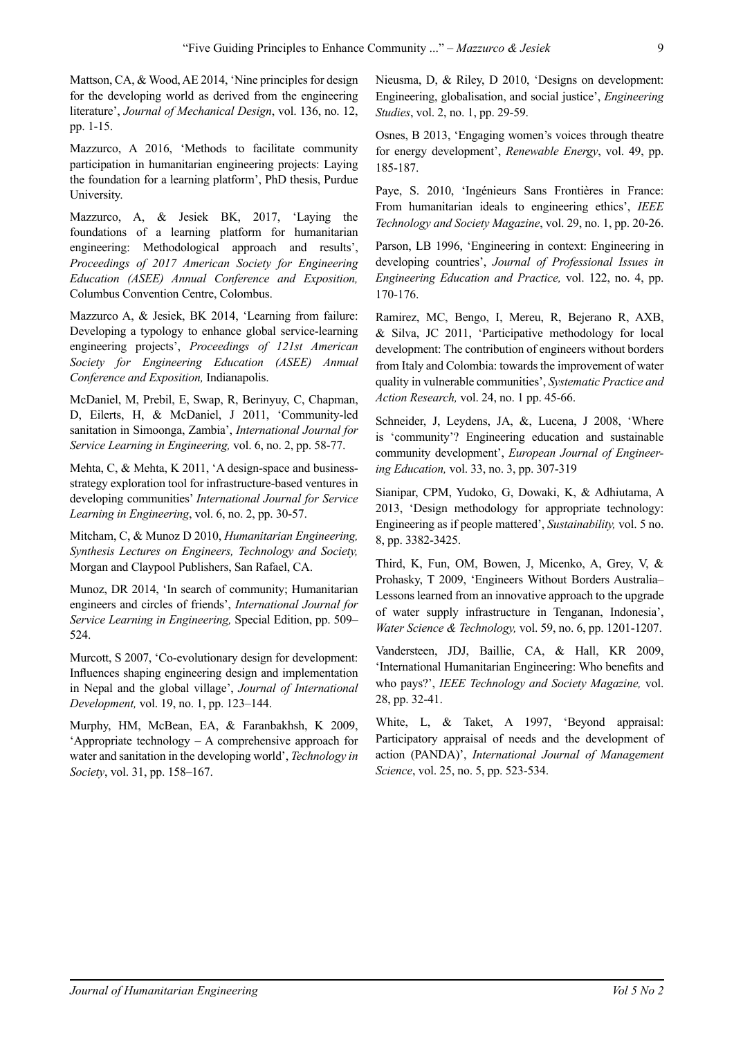Mattson, CA, & Wood, AE 2014, 'Nine principles for design for the developing world as derived from the engineering literature', *Journal of Mechanical Design*, vol. 136, no. 12, pp. 1-15.

Mazzurco, A 2016, 'Methods to facilitate community participation in humanitarian engineering projects: Laying the foundation for a learning platform', PhD thesis, Purdue University.

Mazzurco, A, & Jesiek BK, 2017, 'Laying the foundations of a learning platform for humanitarian engineering: Methodological approach and results', *Proceedings of 2017 American Society for Engineering Education (ASEE) Annual Conference and Exposition,* Columbus Convention Centre, Colombus.

Mazzurco A, & Jesiek, BK 2014, 'Learning from failure: Developing a typology to enhance global service-learning engineering projects', *Proceedings of 121st American Society for Engineering Education (ASEE) Annual Conference and Exposition,* Indianapolis.

McDaniel, M, Prebil, E, Swap, R, Berinyuy, C, Chapman, D, Eilerts, H, & McDaniel, J 2011, 'Community-led sanitation in Simoonga, Zambia', *International Journal for Service Learning in Engineering,* vol. 6, no. 2, pp. 58-77.

Mehta, C, & Mehta, K 2011, 'A design-space and business-strategy exploration tool for infrastructure-based ventures in developing communities' *International Journal for Service Learning in Engineering*, vol. 6, no. 2, pp. 30-57.

Mitcham, C, & Munoz D 2010, *Humanitarian Engineering, Synthesis Lectures on Engineers, Technology and Society,* Morgan and Claypool Publishers, San Rafael, CA.

Munoz, DR 2014, 'In search of community; Humanitarian engineers and circles of friends', *International Journal for Service Learning in Engineering,* Special Edition, pp. 509–524.

Murcott, S 2007, 'Co-evolutionary design for development: Influences shaping engineering design and implementation in Nepal and the global village', *Journal of International Development,* vol. 19, no. 1, pp. 123–144.

Murphy, HM, McBean, EA, & Faranbakhsh, K 2009, 'Appropriate technology – A comprehensive approach for water and sanitation in the developing world', *Technology in Society*, vol. 31, pp. 158–167.

Nieusma, D, & Riley, D 2010, 'Designs on development: Engineering, globalisation, and social justice', *Engineering Studies*, vol. 2, no. 1, pp. 29-59.

Osnes, B 2013, 'Engaging women's voices through theatre for energy development', *Renewable Energy*, vol. 49, pp. 185-187.

Paye, S. 2010, 'Ingénieurs Sans Frontières in France: From humanitarian ideals to engineering ethics', *IEEE Technology and Society Magazine*, vol. 29, no. 1, pp. 20-26.

Parson, LB 1996, 'Engineering in context: Engineering in developing countries', *Journal of Professional Issues in Engineering Education and Practice,* vol. 122, no. 4, pp. 170-176.

Ramirez, MC, Bengo, I, Mereu, R, Bejerano R, AXB, & Silva, JC 2011, 'Participative methodology for local development: The contribution of engineers without borders from Italy and Colombia: towards the improvement of water quality in vulnerable communities', *Systematic Practice and Action Research,* vol. 24, no. 1 pp. 45-66.

Schneider, J, Leydens, JA, &, Lucena, J 2008, 'Where is 'community'? Engineering education and sustainable community development', *European Journal of Engineering Education,* vol. 33, no. 3, pp. 307-319

Sianipar, CPM, Yudoko, G, Dowaki, K, & Adhiutama, A 2013, 'Design methodology for appropriate technology: Engineering as if people mattered', *Sustainability,* vol. 5 no. 8, pp. 3382-3425.

Third, K, Fun, OM, Bowen, J, Micenko, A, Grey, V, & Prohasky, T 2009, 'Engineers Without Borders Australia– Lessons learned from an innovative approach to the upgrade of water supply infrastructure in Tenganan, Indonesia', *Water Science & Technology,* vol. 59, no. 6, pp. 1201-1207.

Vandersteen, JDJ, Baillie, CA, & Hall, KR 2009, 'International Humanitarian Engineering: Who benefits and who pays?', *IEEE Technology and Society Magazine,* vol. 28, pp. 32-41.

White, L, & Taket, A 1997, 'Beyond appraisal: Participatory appraisal of needs and the development of action (PANDA)', *International Journal of Management Science*, vol. 25, no. 5, pp. 523-534.